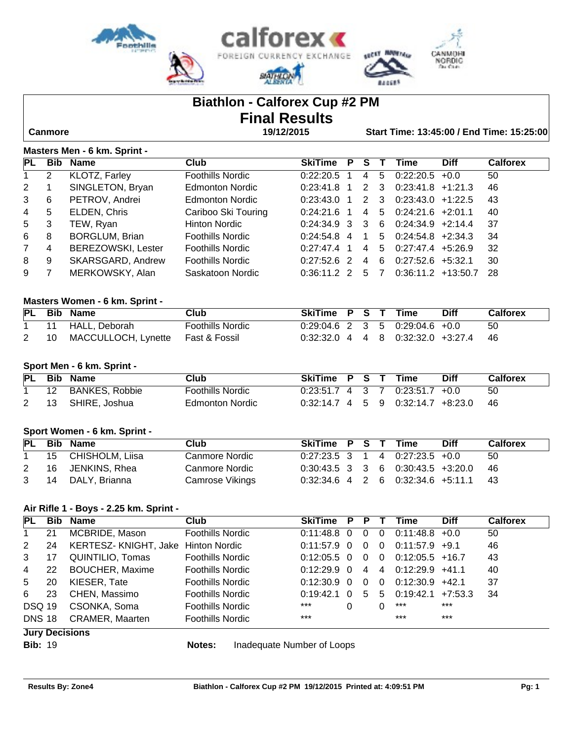# Biathlon - Calforex Cup #2 PM
## Final Results

**Canmore** | **19/12/2015** | **Start Time: 13:45:00 / End Time: 15:25:00**

### Masters Men - 6 km. Sprint -

| PL | Bib | Name | Club | SkiTime | P | S | T | Time | Diff | Calforex |
|---|---|---|---|---|---|---|---|---|---|---|
| 1 | 2 | KLOTZ, Farley | Foothills Nordic | 0:22:20.5 | 1 | 4 | 5 | 0:22:20.5 | +0.0 | 50 |
| 2 | 1 | SINGLETON, Bryan | Edmonton Nordic | 0:23:41.8 | 1 | 2 | 3 | 0:23:41.8 | +1:21.3 | 46 |
| 3 | 6 | PETROV, Andrei | Edmonton Nordic | 0:23:43.0 | 1 | 2 | 3 | 0:23:43.0 | +1:22.5 | 43 |
| 4 | 5 | ELDEN, Chris | Cariboo Ski Touring | 0:24:21.6 | 1 | 4 | 5 | 0:24:21.6 | +2:01.1 | 40 |
| 5 | 3 | TEW, Ryan | Hinton Nordic | 0:24:34.9 | 3 | 3 | 6 | 0:24:34.9 | +2:14.4 | 37 |
| 6 | 8 | BORGLUM, Brian | Foothills Nordic | 0:24:54.8 | 4 | 1 | 5 | 0:24:54.8 | +2:34.3 | 34 |
| 7 | 4 | BEREZOWSKI, Lester | Foothills Nordic | 0:27:47.4 | 1 | 4 | 5 | 0:27:47.4 | +5:26.9 | 32 |
| 8 | 9 | SKARSGARD, Andrew | Foothills Nordic | 0:27:52.6 | 2 | 4 | 6 | 0:27:52.6 | +5:32.1 | 30 |
| 9 | 7 | MERKOWSKY, Alan | Saskatoon Nordic | 0:36:11.2 | 2 | 5 | 7 | 0:36:11.2 | +13:50.7 | 28 |

### Masters Women - 6 km. Sprint -

| PL | Bib | Name | Club | SkiTime | P | S | T | Time | Diff | Calforex |
|---|---|---|---|---|---|---|---|---|---|---|
| 1 | 11 | HALL, Deborah | Foothills Nordic | 0:29:04.6 | 2 | 3 | 5 | 0:29:04.6 | +0.0 | 50 |
| 2 | 10 | MACCULLOCH, Lynette | Fast & Fossil | 0:32:32.0 | 4 | 4 | 8 | 0:32:32.0 | +3:27.4 | 46 |

### Sport Men - 6 km. Sprint -

| PL | Bib | Name | Club | SkiTime | P | S | T | Time | Diff | Calforex |
|---|---|---|---|---|---|---|---|---|---|---|
| 1 | 12 | BANKES, Robbie | Foothills Nordic | 0:23:51.7 | 4 | 3 | 7 | 0:23:51.7 | +0.0 | 50 |
| 2 | 13 | SHIRE, Joshua | Edmonton Nordic | 0:32:14.7 | 4 | 5 | 9 | 0:32:14.7 | +8:23.0 | 46 |

### Sport Women - 6 km. Sprint -

| PL | Bib | Name | Club | SkiTime | P | S | T | Time | Diff | Calforex |
|---|---|---|---|---|---|---|---|---|---|---|
| 1 | 15 | CHISHOLM, Liisa | Canmore Nordic | 0:27:23.5 | 3 | 1 | 4 | 0:27:23.5 | +0.0 | 50 |
| 2 | 16 | JENKINS, Rhea | Canmore Nordic | 0:30:43.5 | 3 | 3 | 6 | 0:30:43.5 | +3:20.0 | 46 |
| 3 | 14 | DALY, Brianna | Camrose Vikings | 0:32:34.6 | 4 | 2 | 6 | 0:32:34.6 | +5:11.1 | 43 |

### Air Rifle 1 - Boys - 2.25 km. Sprint -

| PL | Bib | Name | Club | SkiTime | P | P | T | Time | Diff | Calforex |
|---|---|---|---|---|---|---|---|---|---|---|
| 1 | 21 | MCBRIDE, Mason | Foothills Nordic | 0:11:48.8 | 0 | 0 | 0 | 0:11:48.8 | +0.0 | 50 |
| 2 | 24 | KERTESZ- KNIGHT, Jake | Hinton Nordic | 0:11:57.9 | 0 | 0 | 0 | 0:11:57.9 | +9.1 | 46 |
| 3 | 17 | QUINTILIO, Tomas | Foothills Nordic | 0:12:05.5 | 0 | 0 | 0 | 0:12:05.5 | +16.7 | 43 |
| 4 | 22 | BOUCHER, Maxime | Foothills Nordic | 0:12:29.9 | 0 | 4 | 4 | 0:12:29.9 | +41.1 | 40 |
| 5 | 20 | KIESER, Tate | Foothills Nordic | 0:12:30.9 | 0 | 0 | 0 | 0:12:30.9 | +42.1 | 37 |
| 6 | 23 | CHEN, Massimo | Foothills Nordic | 0:19:42.1 | 0 | 5 | 5 | 0:19:42.1 | +7:53.3 | 34 |
| DSQ | 19 | CSONKA, Soma | Foothills Nordic | *** | 0 | | 0 | *** | *** | |
| DNS | 18 | CRAMER, Maarten | Foothills Nordic | *** | | | | *** | *** | |

**Jury Decisions**

**Bib:** 19 — **Notes:** Inadequate Number of Loops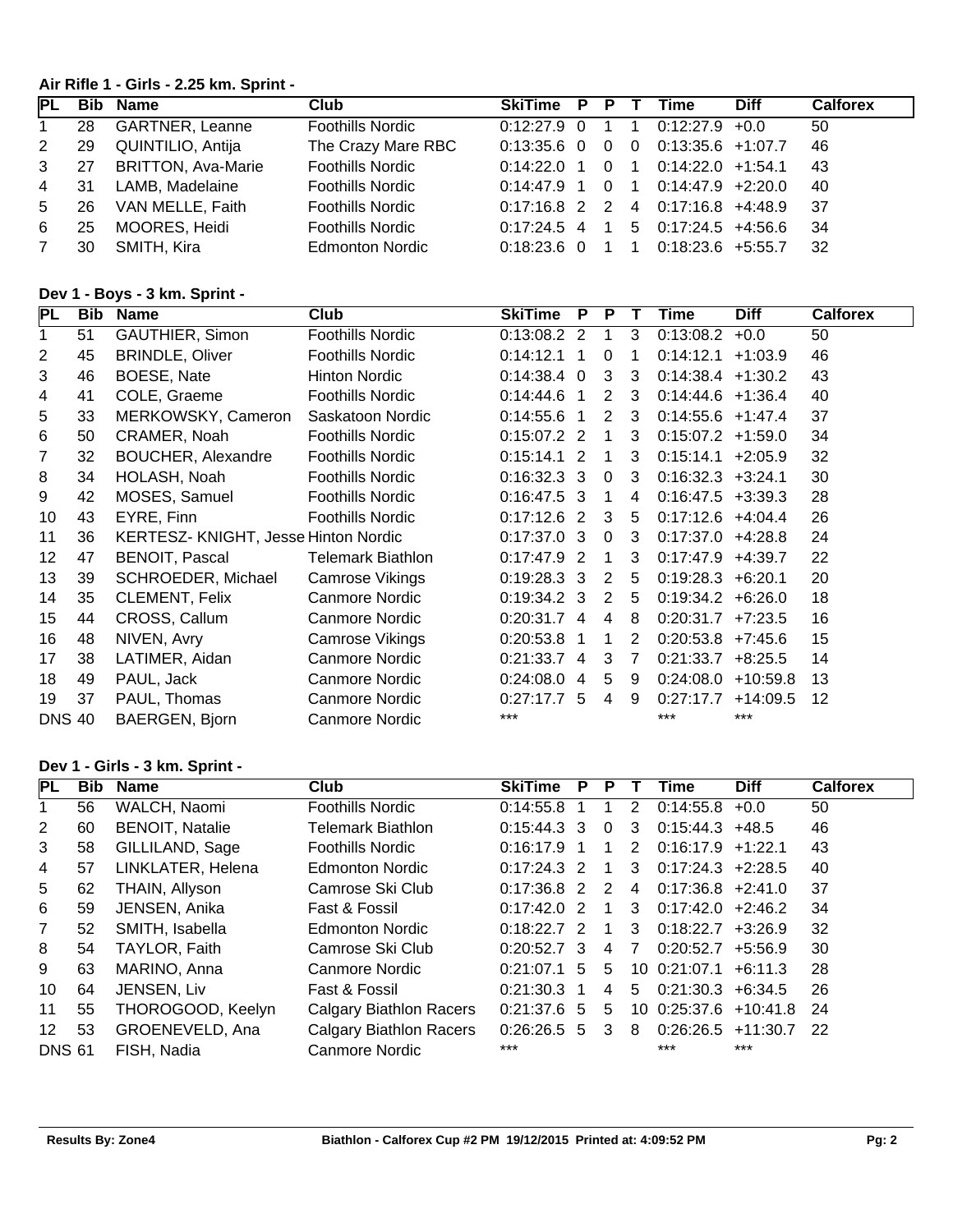**Air Rifle 1 - Girls - 2.25 km. Sprint -**

| PL | Bib | Name | Club | SkiTime | P | P | T | Time | Diff | Calforex |
|---|---|---|---|---|---|---|---|---|---|---|
| 1 | 28 | GARTNER, Leanne | Foothills Nordic | 0:12:27.9 | 0 | 1 | 1 | 0:12:27.9 | +0.0 | 50 |
| 2 | 29 | QUINTILIO, Antija | The Crazy Mare RBC | 0:13:35.6 | 0 | 0 | 0 | 0:13:35.6 | +1:07.7 | 46 |
| 3 | 27 | BRITTON, Ava-Marie | Foothills Nordic | 0:14:22.0 | 1 | 0 | 1 | 0:14:22.0 | +1:54.1 | 43 |
| 4 | 31 | LAMB, Madelaine | Foothills Nordic | 0:14:47.9 | 1 | 0 | 1 | 0:14:47.9 | +2:20.0 | 40 |
| 5 | 26 | VAN MELLE, Faith | Foothills Nordic | 0:17:16.8 | 2 | 2 | 4 | 0:17:16.8 | +4:48.9 | 37 |
| 6 | 25 | MOORES, Heidi | Foothills Nordic | 0:17:24.5 | 4 | 1 | 5 | 0:17:24.5 | +4:56.6 | 34 |
| 7 | 30 | SMITH, Kira | Edmonton Nordic | 0:18:23.6 | 0 | 1 | 1 | 0:18:23.6 | +5:55.7 | 32 |

**Dev 1 - Boys - 3 km. Sprint -**

| PL | Bib | Name | Club | SkiTime | P | P | T | Time | Diff | Calforex |
|---|---|---|---|---|---|---|---|---|---|---|
| 1 | 51 | GAUTHIER, Simon | Foothills Nordic | 0:13:08.2 | 2 | 1 | 3 | 0:13:08.2 | +0.0 | 50 |
| 2 | 45 | BRINDLE, Oliver | Foothills Nordic | 0:14:12.1 | 1 | 0 | 1 | 0:14:12.1 | +1:03.9 | 46 |
| 3 | 46 | BOESE, Nate | Hinton Nordic | 0:14:38.4 | 0 | 3 | 3 | 0:14:38.4 | +1:30.2 | 43 |
| 4 | 41 | COLE, Graeme | Foothills Nordic | 0:14:44.6 | 1 | 2 | 3 | 0:14:44.6 | +1:36.4 | 40 |
| 5 | 33 | MERKOWSKY, Cameron | Saskatoon Nordic | 0:14:55.6 | 1 | 2 | 3 | 0:14:55.6 | +1:47.4 | 37 |
| 6 | 50 | CRAMER, Noah | Foothills Nordic | 0:15:07.2 | 2 | 1 | 3 | 0:15:07.2 | +1:59.0 | 34 |
| 7 | 32 | BOUCHER, Alexandre | Foothills Nordic | 0:15:14.1 | 2 | 1 | 3 | 0:15:14.1 | +2:05.9 | 32 |
| 8 | 34 | HOLASH, Noah | Foothills Nordic | 0:16:32.3 | 3 | 0 | 3 | 0:16:32.3 | +3:24.1 | 30 |
| 9 | 42 | MOSES, Samuel | Foothills Nordic | 0:16:47.5 | 3 | 1 | 4 | 0:16:47.5 | +3:39.3 | 28 |
| 10 | 43 | EYRE, Finn | Foothills Nordic | 0:17:12.6 | 2 | 3 | 5 | 0:17:12.6 | +4:04.4 | 26 |
| 11 | 36 | KERTESZ- KNIGHT, Jesse | Hinton Nordic | 0:17:37.0 | 3 | 0 | 3 | 0:17:37.0 | +4:28.8 | 24 |
| 12 | 47 | BENOIT, Pascal | Telemark Biathlon | 0:17:47.9 | 2 | 1 | 3 | 0:17:47.9 | +4:39.7 | 22 |
| 13 | 39 | SCHROEDER, Michael | Camrose Vikings | 0:19:28.3 | 3 | 2 | 5 | 0:19:28.3 | +6:20.1 | 20 |
| 14 | 35 | CLEMENT, Felix | Canmore Nordic | 0:19:34.2 | 3 | 2 | 5 | 0:19:34.2 | +6:26.0 | 18 |
| 15 | 44 | CROSS, Callum | Canmore Nordic | 0:20:31.7 | 4 | 4 | 8 | 0:20:31.7 | +7:23.5 | 16 |
| 16 | 48 | NIVEN, Avry | Camrose Vikings | 0:20:53.8 | 1 | 1 | 2 | 0:20:53.8 | +7:45.6 | 15 |
| 17 | 38 | LATIMER, Aidan | Canmore Nordic | 0:21:33.7 | 4 | 3 | 7 | 0:21:33.7 | +8:25.5 | 14 |
| 18 | 49 | PAUL, Jack | Canmore Nordic | 0:24:08.0 | 4 | 5 | 9 | 0:24:08.0 | +10:59.8 | 13 |
| 19 | 37 | PAUL, Thomas | Canmore Nordic | 0:27:17.7 | 5 | 4 | 9 | 0:27:17.7 | +14:09.5 | 12 |
| DNS | 40 | BAERGEN, Bjorn | Canmore Nordic | *** | | | | *** | *** | |

**Dev 1 - Girls - 3 km. Sprint -**

| PL | Bib | Name | Club | SkiTime | P | P | T | Time | Diff | Calforex |
|---|---|---|---|---|---|---|---|---|---|---|
| 1 | 56 | WALCH, Naomi | Foothills Nordic | 0:14:55.8 | 1 | 1 | 2 | 0:14:55.8 | +0.0 | 50 |
| 2 | 60 | BENOIT, Natalie | Telemark Biathlon | 0:15:44.3 | 3 | 0 | 3 | 0:15:44.3 | +48.5 | 46 |
| 3 | 58 | GILLILAND, Sage | Foothills Nordic | 0:16:17.9 | 1 | 1 | 2 | 0:16:17.9 | +1:22.1 | 43 |
| 4 | 57 | LINKLATER, Helena | Edmonton Nordic | 0:17:24.3 | 2 | 1 | 3 | 0:17:24.3 | +2:28.5 | 40 |
| 5 | 62 | THAIN, Allyson | Camrose Ski Club | 0:17:36.8 | 2 | 2 | 4 | 0:17:36.8 | +2:41.0 | 37 |
| 6 | 59 | JENSEN, Anika | Fast & Fossil | 0:17:42.0 | 2 | 1 | 3 | 0:17:42.0 | +2:46.2 | 34 |
| 7 | 52 | SMITH, Isabella | Edmonton Nordic | 0:18:22.7 | 2 | 1 | 3 | 0:18:22.7 | +3:26.9 | 32 |
| 8 | 54 | TAYLOR, Faith | Camrose Ski Club | 0:20:52.7 | 3 | 4 | 7 | 0:20:52.7 | +5:56.9 | 30 |
| 9 | 63 | MARINO, Anna | Canmore Nordic | 0:21:07.1 | 5 | 5 | 10 | 0:21:07.1 | +6:11.3 | 28 |
| 10 | 64 | JENSEN, Liv | Fast & Fossil | 0:21:30.3 | 1 | 4 | 5 | 0:21:30.3 | +6:34.5 | 26 |
| 11 | 55 | THOROGOOD, Keelyn | Calgary Biathlon Racers | 0:21:37.6 | 5 | 5 | 10 | 0:25:37.6 | +10:41.8 | 24 |
| 12 | 53 | GROENEVELD, Ana | Calgary Biathlon Racers | 0:26:26.5 | 5 | 3 | 8 | 0:26:26.5 | +11:30.7 | 22 |
| DNS | 61 | FISH, Nadia | Canmore Nordic | *** | | | | *** | *** | |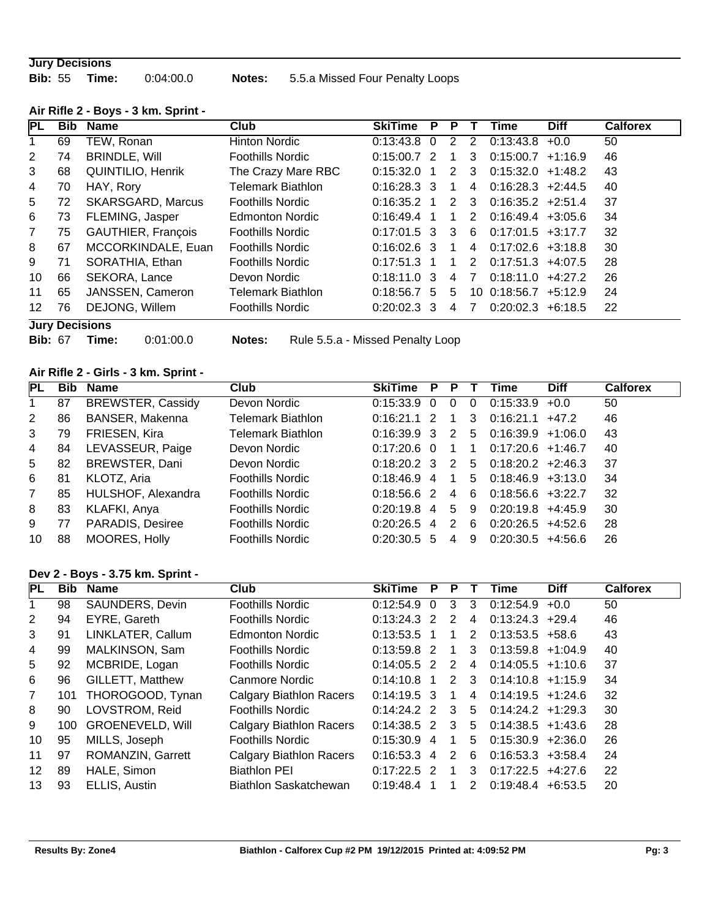**Jury Decisions**

**Bib:** 55 **Time:** 0:04:00.0 **Notes:** 5.5.a Missed Four Penalty Loops

### Air Rifle 2 - Boys - 3 km. Sprint -

| PL | Bib | Name | Club | SkiTime | P | P | T | Time | Diff | Calforex |
|---|---|---|---|---|---|---|---|---|---|---|
| 1 | 69 | TEW, Ronan | Hinton Nordic | 0:13:43.8 | 0 | 2 | 2 | 0:13:43.8 | +0.0 | 50 |
| 2 | 74 | BRINDLE, Will | Foothills Nordic | 0:15:00.7 | 2 | 1 | 3 | 0:15:00.7 | +1:16.9 | 46 |
| 3 | 68 | QUINTILIO, Henrik | The Crazy Mare RBC | 0:15:32.0 | 1 | 2 | 3 | 0:15:32.0 | +1:48.2 | 43 |
| 4 | 70 | HAY, Rory | Telemark Biathlon | 0:16:28.3 | 3 | 1 | 4 | 0:16:28.3 | +2:44.5 | 40 |
| 5 | 72 | SKARSGARD, Marcus | Foothills Nordic | 0:16:35.2 | 1 | 2 | 3 | 0:16:35.2 | +2:51.4 | 37 |
| 6 | 73 | FLEMING, Jasper | Edmonton Nordic | 0:16:49.4 | 1 | 1 | 2 | 0:16:49.4 | +3:05.6 | 34 |
| 7 | 75 | GAUTHIER, François | Foothills Nordic | 0:17:01.5 | 3 | 3 | 6 | 0:17:01.5 | +3:17.7 | 32 |
| 8 | 67 | MCCORKINDALE, Euan | Foothills Nordic | 0:16:02.6 | 3 | 1 | 4 | 0:17:02.6 | +3:18.8 | 30 |
| 9 | 71 | SORATHIA, Ethan | Foothills Nordic | 0:17:51.3 | 1 | 1 | 2 | 0:17:51.3 | +4:07.5 | 28 |
| 10 | 66 | SEKORA, Lance | Devon Nordic | 0:18:11.0 | 3 | 4 | 7 | 0:18:11.0 | +4:27.2 | 26 |
| 11 | 65 | JANSSEN, Cameron | Telemark Biathlon | 0:18:56.7 | 5 | 5 | 10 | 0:18:56.7 | +5:12.9 | 24 |
| 12 | 76 | DEJONG, Willem | Foothills Nordic | 0:20:02.3 | 3 | 4 | 7 | 0:20:02.3 | +6:18.5 | 22 |

**Jury Decisions**

**Bib:** 67 **Time:** 0:01:00.0 **Notes:** Rule 5.5.a - Missed Penalty Loop

### Air Rifle 2 - Girls - 3 km. Sprint -

| PL | Bib | Name | Club | SkiTime | P | P | T | Time | Diff | Calforex |
|---|---|---|---|---|---|---|---|---|---|---|
| 1 | 87 | BREWSTER, Cassidy | Devon Nordic | 0:15:33.9 | 0 | 0 | 0 | 0:15:33.9 | +0.0 | 50 |
| 2 | 86 | BANSER, Makenna | Telemark Biathlon | 0:16:21.1 | 2 | 1 | 3 | 0:16:21.1 | +47.2 | 46 |
| 3 | 79 | FRIESEN, Kira | Telemark Biathlon | 0:16:39.9 | 3 | 2 | 5 | 0:16:39.9 | +1:06.0 | 43 |
| 4 | 84 | LEVASSEUR, Paige | Devon Nordic | 0:17:20.6 | 0 | 1 | 1 | 0:17:20.6 | +1:46.7 | 40 |
| 5 | 82 | BREWSTER, Dani | Devon Nordic | 0:18:20.2 | 3 | 2 | 5 | 0:18:20.2 | +2:46.3 | 37 |
| 6 | 81 | KLOTZ, Aria | Foothills Nordic | 0:18:46.9 | 4 | 1 | 5 | 0:18:46.9 | +3:13.0 | 34 |
| 7 | 85 | HULSHOF, Alexandra | Foothills Nordic | 0:18:56.6 | 2 | 4 | 6 | 0:18:56.6 | +3:22.7 | 32 |
| 8 | 83 | KLAFKI, Anya | Foothills Nordic | 0:20:19.8 | 4 | 5 | 9 | 0:20:19.8 | +4:45.9 | 30 |
| 9 | 77 | PARADIS, Desiree | Foothills Nordic | 0:20:26.5 | 4 | 2 | 6 | 0:20:26.5 | +4:52.6 | 28 |
| 10 | 88 | MOORES, Holly | Foothills Nordic | 0:20:30.5 | 5 | 4 | 9 | 0:20:30.5 | +4:56.6 | 26 |

### Dev 2 - Boys - 3.75 km. Sprint -

| PL | Bib | Name | Club | SkiTime | P | P | T | Time | Diff | Calforex |
|---|---|---|---|---|---|---|---|---|---|---|
| 1 | 98 | SAUNDERS, Devin | Foothills Nordic | 0:12:54.9 | 0 | 3 | 3 | 0:12:54.9 | +0.0 | 50 |
| 2 | 94 | EYRE, Gareth | Foothills Nordic | 0:13:24.3 | 2 | 2 | 4 | 0:13:24.3 | +29.4 | 46 |
| 3 | 91 | LINKLATER, Callum | Edmonton Nordic | 0:13:53.5 | 1 | 1 | 2 | 0:13:53.5 | +58.6 | 43 |
| 4 | 99 | MALKINSON, Sam | Foothills Nordic | 0:13:59.8 | 2 | 1 | 3 | 0:13:59.8 | +1:04.9 | 40 |
| 5 | 92 | MCBRIDE, Logan | Foothills Nordic | 0:14:05.5 | 2 | 2 | 4 | 0:14:05.5 | +1:10.6 | 37 |
| 6 | 96 | GILLETT, Matthew | Canmore Nordic | 0:14:10.8 | 1 | 2 | 3 | 0:14:10.8 | +1:15.9 | 34 |
| 7 | 101 | THOROGOOD, Tynan | Calgary Biathlon Racers | 0:14:19.5 | 3 | 1 | 4 | 0:14:19.5 | +1:24.6 | 32 |
| 8 | 90 | LOVSTROM, Reid | Foothills Nordic | 0:14:24.2 | 2 | 3 | 5 | 0:14:24.2 | +1:29.3 | 30 |
| 9 | 100 | GROENEVELD, Will | Calgary Biathlon Racers | 0:14:38.5 | 2 | 3 | 5 | 0:14:38.5 | +1:43.6 | 28 |
| 10 | 95 | MILLS, Joseph | Foothills Nordic | 0:15:30.9 | 4 | 1 | 5 | 0:15:30.9 | +2:36.0 | 26 |
| 11 | 97 | ROMANZIN, Garrett | Calgary Biathlon Racers | 0:16:53.3 | 4 | 2 | 6 | 0:16:53.3 | +3:58.4 | 24 |
| 12 | 89 | HALE, Simon | Biathlon PEI | 0:17:22.5 | 2 | 1 | 3 | 0:17:22.5 | +4:27.6 | 22 |
| 13 | 93 | ELLIS, Austin | Biathlon Saskatchewan | 0:19:48.4 | 1 | 1 | 2 | 0:19:48.4 | +6:53.5 | 20 |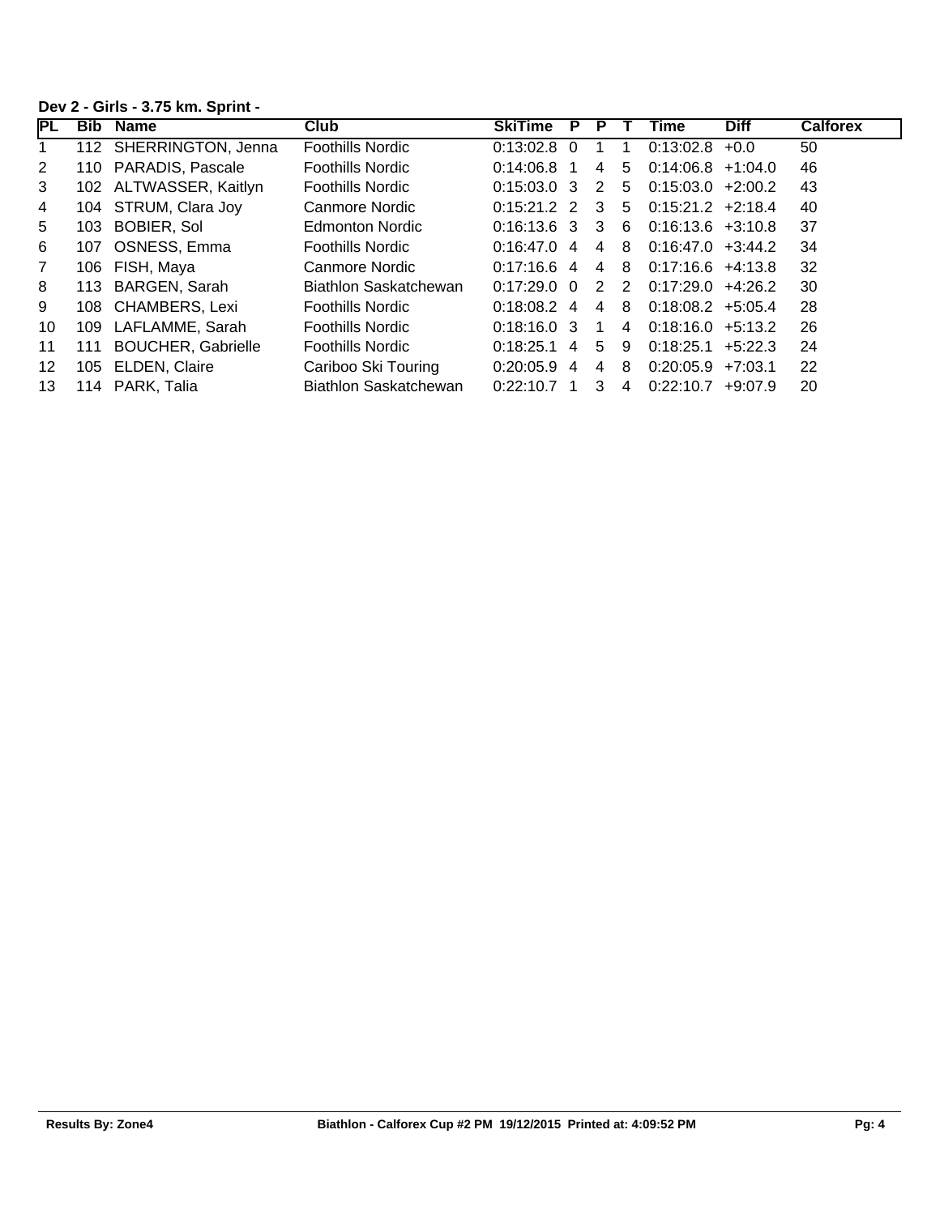**Dev 2 - Girls - 3.75 km. Sprint -**

| PL | Bib | Name | Club | SkiTime | P | P | T | Time | Diff | Calforex |
|---|---|---|---|---|---|---|---|---|---|---|
| 1 | 112 | SHERRINGTON, Jenna | Foothills Nordic | 0:13:02.8 | 0 | 1 | 1 | 0:13:02.8 | +0.0 | 50 |
| 2 | 110 | PARADIS, Pascale | Foothills Nordic | 0:14:06.8 | 1 | 4 | 5 | 0:14:06.8 | +1:04.0 | 46 |
| 3 | 102 | ALTWASSER, Kaitlyn | Foothills Nordic | 0:15:03.0 | 3 | 2 | 5 | 0:15:03.0 | +2:00.2 | 43 |
| 4 | 104 | STRUM, Clara Joy | Canmore Nordic | 0:15:21.2 | 2 | 3 | 5 | 0:15:21.2 | +2:18.4 | 40 |
| 5 | 103 | BOBIER, Sol | Edmonton Nordic | 0:16:13.6 | 3 | 3 | 6 | 0:16:13.6 | +3:10.8 | 37 |
| 6 | 107 | OSNESS, Emma | Foothills Nordic | 0:16:47.0 | 4 | 4 | 8 | 0:16:47.0 | +3:44.2 | 34 |
| 7 | 106 | FISH, Maya | Canmore Nordic | 0:17:16.6 | 4 | 4 | 8 | 0:17:16.6 | +4:13.8 | 32 |
| 8 | 113 | BARGEN, Sarah | Biathlon Saskatchewan | 0:17:29.0 | 0 | 2 | 2 | 0:17:29.0 | +4:26.2 | 30 |
| 9 | 108 | CHAMBERS, Lexi | Foothills Nordic | 0:18:08.2 | 4 | 4 | 8 | 0:18:08.2 | +5:05.4 | 28 |
| 10 | 109 | LAFLAMME, Sarah | Foothills Nordic | 0:18:16.0 | 3 | 1 | 4 | 0:18:16.0 | +5:13.2 | 26 |
| 11 | 111 | BOUCHER, Gabrielle | Foothills Nordic | 0:18:25.1 | 4 | 5 | 9 | 0:18:25.1 | +5:22.3 | 24 |
| 12 | 105 | ELDEN, Claire | Cariboo Ski Touring | 0:20:05.9 | 4 | 4 | 8 | 0:20:05.9 | +7:03.1 | 22 |
| 13 | 114 | PARK, Talia | Biathlon Saskatchewan | 0:22:10.7 | 1 | 3 | 4 | 0:22:10.7 | +9:07.9 | 20 |